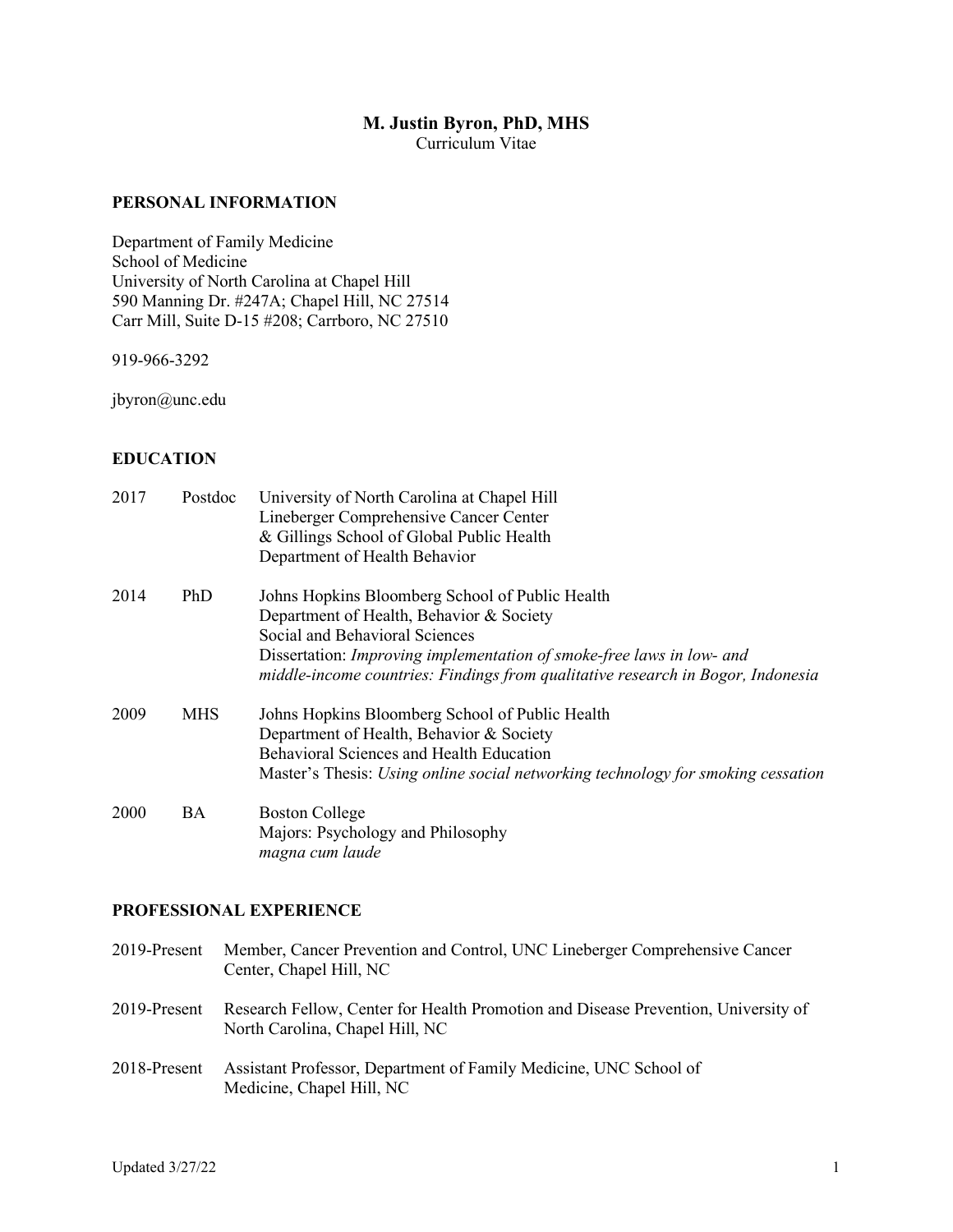# M. Justin Byron, PhD, MHS

Curriculum Vitae

## PERSONAL INFORMATION

Department of Family Medicine
School of Medicine
University of North Carolina at Chapel Hill
590 Manning Dr. #247A; Chapel Hill, NC 27514
Carr Mill, Suite D-15 #208; Carrboro, NC 27510

919-966-3292

jbyron@unc.edu

## EDUCATION

| | | |
|---|---|---|
| 2017 | Postdoc | University of North Carolina at Chapel Hill<br>Lineberger Comprehensive Cancer Center<br>& Gillings School of Global Public Health<br>Department of Health Behavior |
| 2014 | PhD | Johns Hopkins Bloomberg School of Public Health<br>Department of Health, Behavior & Society<br>Social and Behavioral Sciences<br>Dissertation: *Improving implementation of smoke-free laws in low- and middle-income countries: Findings from qualitative research in Bogor, Indonesia* |
| 2009 | MHS | Johns Hopkins Bloomberg School of Public Health<br>Department of Health, Behavior & Society<br>Behavioral Sciences and Health Education<br>Master's Thesis: *Using online social networking technology for smoking cessation* |
| 2000 | BA | Boston College<br>Majors: Psychology and Philosophy<br>*magna cum laude* |

## PROFESSIONAL EXPERIENCE

| | |
|---|---|
| 2019-Present | Member, Cancer Prevention and Control, UNC Lineberger Comprehensive Cancer Center, Chapel Hill, NC |
| 2019-Present | Research Fellow, Center for Health Promotion and Disease Prevention, University of North Carolina, Chapel Hill, NC |
| 2018-Present | Assistant Professor, Department of Family Medicine, UNC School of Medicine, Chapel Hill, NC |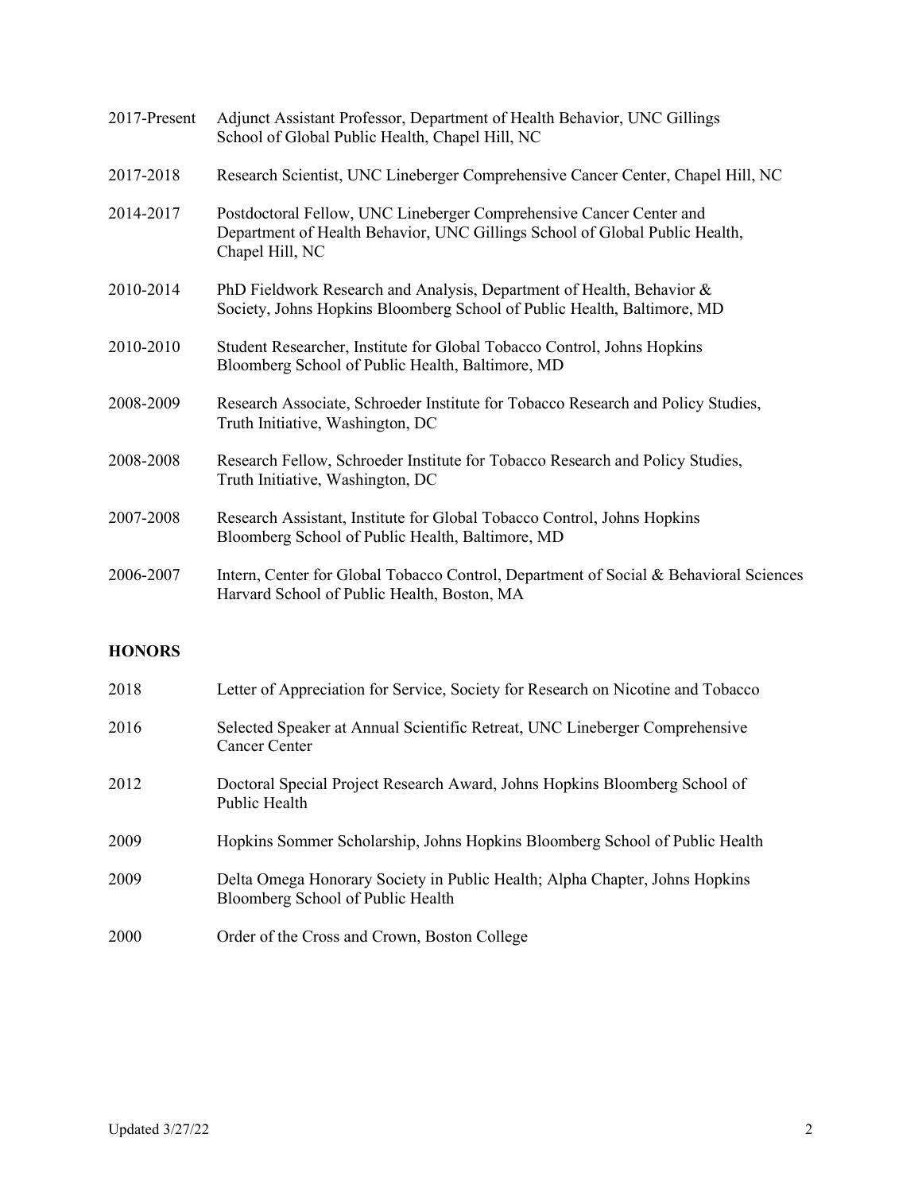2017-Present Adjunct Assistant Professor, Department of Health Behavior, UNC Gillings School of Global Public Health, Chapel Hill, NC

2017-2018 Research Scientist, UNC Lineberger Comprehensive Cancer Center, Chapel Hill, NC

2014-2017 Postdoctoral Fellow, UNC Lineberger Comprehensive Cancer Center and Department of Health Behavior, UNC Gillings School of Global Public Health, Chapel Hill, NC

2010-2014 PhD Fieldwork Research and Analysis, Department of Health, Behavior & Society, Johns Hopkins Bloomberg School of Public Health, Baltimore, MD

2010-2010 Student Researcher, Institute for Global Tobacco Control, Johns Hopkins Bloomberg School of Public Health, Baltimore, MD

2008-2009 Research Associate, Schroeder Institute for Tobacco Research and Policy Studies, Truth Initiative, Washington, DC

2008-2008 Research Fellow, Schroeder Institute for Tobacco Research and Policy Studies, Truth Initiative, Washington, DC

2007-2008 Research Assistant, Institute for Global Tobacco Control, Johns Hopkins Bloomberg School of Public Health, Baltimore, MD

2006-2007 Intern, Center for Global Tobacco Control, Department of Social & Behavioral Sciences Harvard School of Public Health, Boston, MA

## HONORS

2018 Letter of Appreciation for Service, Society for Research on Nicotine and Tobacco

2016 Selected Speaker at Annual Scientific Retreat, UNC Lineberger Comprehensive Cancer Center

2012 Doctoral Special Project Research Award, Johns Hopkins Bloomberg School of Public Health

2009 Hopkins Sommer Scholarship, Johns Hopkins Bloomberg School of Public Health

2009 Delta Omega Honorary Society in Public Health; Alpha Chapter, Johns Hopkins Bloomberg School of Public Health

2000 Order of the Cross and Crown, Boston College

Updated 3/27/22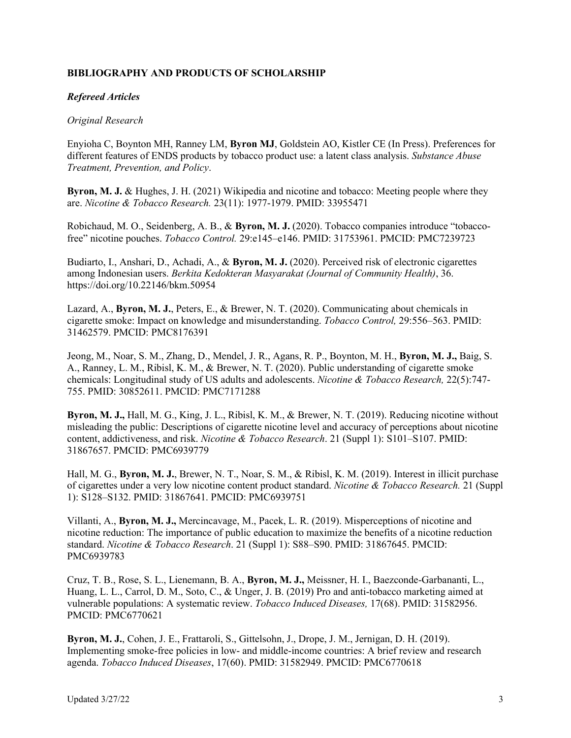**BIBLIOGRAPHY AND PRODUCTS OF SCHOLARSHIP**

***Refereed Articles***

*Original Research*

Enyioha C, Boynton MH, Ranney LM, **Byron MJ**, Goldstein AO, Kistler CE (In Press). Preferences for different features of ENDS products by tobacco product use: a latent class analysis. *Substance Abuse Treatment, Prevention, and Policy*.

**Byron, M. J.** & Hughes, J. H. (2021) Wikipedia and nicotine and tobacco: Meeting people where they are. *Nicotine & Tobacco Research.* 23(11): 1977-1979. PMID: 33955471

Robichaud, M. O., Seidenberg, A. B., & **Byron, M. J.** (2020). Tobacco companies introduce "tobacco-free" nicotine pouches. *Tobacco Control.* 29:e145–e146. PMID: 31753961. PMCID: PMC7239723

Budiarto, I., Anshari, D., Achadi, A., & **Byron, M. J.** (2020). Perceived risk of electronic cigarettes among Indonesian users. *Berkita Kedokteran Masyarakat (Journal of Community Health)*, 36. https://doi.org/10.22146/bkm.50954

Lazard, A., **Byron, M. J.**, Peters, E., & Brewer, N. T. (2020). Communicating about chemicals in cigarette smoke: Impact on knowledge and misunderstanding. *Tobacco Control,* 29:556–563. PMID: 31462579. PMCID: PMC8176391

Jeong, M., Noar, S. M., Zhang, D., Mendel, J. R., Agans, R. P., Boynton, M. H., **Byron, M. J.,** Baig, S. A., Ranney, L. M., Ribisl, K. M., & Brewer, N. T. (2020). Public understanding of cigarette smoke chemicals: Longitudinal study of US adults and adolescents. *Nicotine & Tobacco Research,* 22(5):747-755. PMID: 30852611. PMCID: PMC7171288

**Byron, M. J.,** Hall, M. G., King, J. L., Ribisl, K. M., & Brewer, N. T. (2019). Reducing nicotine without misleading the public: Descriptions of cigarette nicotine level and accuracy of perceptions about nicotine content, addictiveness, and risk. *Nicotine & Tobacco Research*. 21 (Suppl 1): S101–S107. PMID: 31867657. PMCID: PMC6939779

Hall, M. G., **Byron, M. J.**, Brewer, N. T., Noar, S. M., & Ribisl, K. M. (2019). Interest in illicit purchase of cigarettes under a very low nicotine content product standard. *Nicotine & Tobacco Research.* 21 (Suppl 1): S128–S132. PMID: 31867641. PMCID: PMC6939751

Villanti, A., **Byron, M. J.,** Mercincavage, M., Pacek, L. R. (2019). Misperceptions of nicotine and nicotine reduction: The importance of public education to maximize the benefits of a nicotine reduction standard. *Nicotine & Tobacco Research*. 21 (Suppl 1): S88–S90. PMID: 31867645. PMCID: PMC6939783

Cruz, T. B., Rose, S. L., Lienemann, B. A., **Byron, M. J.,** Meissner, H. I., Baezconde-Garbananti, L., Huang, L. L., Carrol, D. M., Soto, C., & Unger, J. B. (2019) Pro and anti-tobacco marketing aimed at vulnerable populations: A systematic review. *Tobacco Induced Diseases,* 17(68). PMID: 31582956. PMCID: PMC6770621

**Byron, M. J.**, Cohen, J. E., Frattaroli, S., Gittelsohn, J., Drope, J. M., Jernigan, D. H. (2019). Implementing smoke-free policies in low- and middle-income countries: A brief review and research agenda. *Tobacco Induced Diseases*, 17(60). PMID: 31582949. PMCID: PMC6770618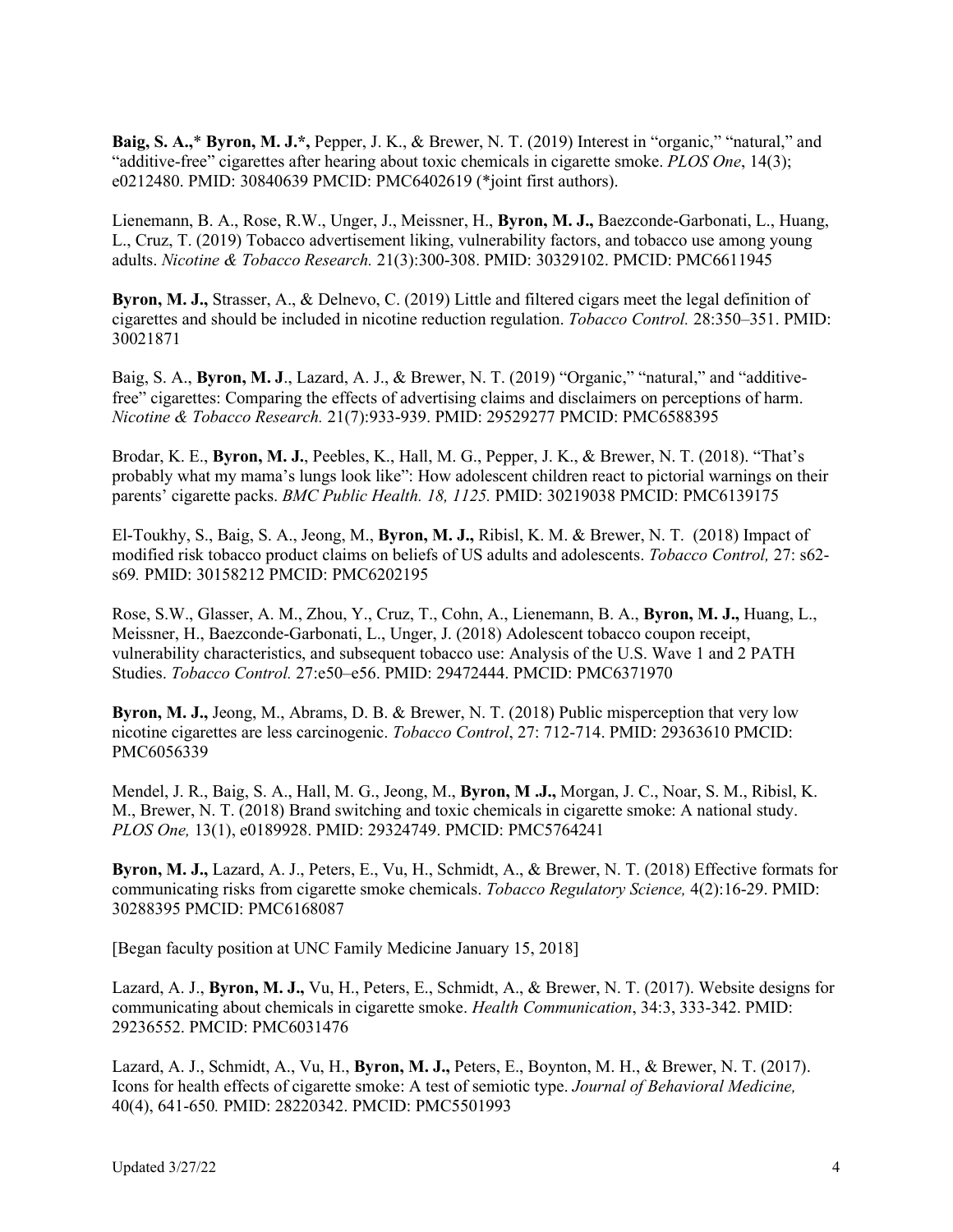**Baig, S. A.,*** **Byron, M. J.*,** Pepper, J. K., & Brewer, N. T. (2019) Interest in "organic," "natural," and "additive-free" cigarettes after hearing about toxic chemicals in cigarette smoke. *PLOS One*, 14(3); e0212480. PMID: 30840639 PMCID: PMC6402619 (*joint first authors).

Lienemann, B. A., Rose, R.W., Unger, J., Meissner, H., **Byron, M. J.,** Baezconde-Garbonati, L., Huang, L., Cruz, T. (2019) Tobacco advertisement liking, vulnerability factors, and tobacco use among young adults. *Nicotine & Tobacco Research.* 21(3):300-308. PMID: 30329102. PMCID: PMC6611945

**Byron, M. J.,** Strasser, A., & Delnevo, C. (2019) Little and filtered cigars meet the legal definition of cigarettes and should be included in nicotine reduction regulation. *Tobacco Control.* 28:350–351. PMID: 30021871

Baig, S. A., **Byron, M. J**., Lazard, A. J., & Brewer, N. T. (2019) "Organic," "natural," and "additive-free" cigarettes: Comparing the effects of advertising claims and disclaimers on perceptions of harm. *Nicotine & Tobacco Research.* 21(7):933-939. PMID: 29529277 PMCID: PMC6588395

Brodar, K. E., **Byron, M. J.**, Peebles, K., Hall, M. G., Pepper, J. K., & Brewer, N. T. (2018). "That's probably what my mama's lungs look like": How adolescent children react to pictorial warnings on their parents' cigarette packs. *BMC Public Health. 18, 1125.* PMID: 30219038 PMCID: PMC6139175

El-Toukhy, S., Baig, S. A., Jeong, M., **Byron, M. J.,** Ribisl, K. M. & Brewer, N. T. (2018) Impact of modified risk tobacco product claims on beliefs of US adults and adolescents. *Tobacco Control,* 27: s62-s69*.* PMID: 30158212 PMCID: PMC6202195

Rose, S.W., Glasser, A. M., Zhou, Y., Cruz, T., Cohn, A., Lienemann, B. A., **Byron, M. J.,** Huang, L., Meissner, H., Baezconde-Garbonati, L., Unger, J. (2018) Adolescent tobacco coupon receipt, vulnerability characteristics, and subsequent tobacco use: Analysis of the U.S. Wave 1 and 2 PATH Studies. *Tobacco Control.* 27:e50–e56. PMID: 29472444. PMCID: PMC6371970

**Byron, M. J.,** Jeong, M., Abrams, D. B. & Brewer, N. T. (2018) Public misperception that very low nicotine cigarettes are less carcinogenic. *Tobacco Control*, 27: 712-714. PMID: 29363610 PMCID: PMC6056339

Mendel, J. R., Baig, S. A., Hall, M. G., Jeong, M., **Byron, M .J.,** Morgan, J. C., Noar, S. M., Ribisl, K. M., Brewer, N. T. (2018) Brand switching and toxic chemicals in cigarette smoke: A national study. *PLOS One,* 13(1), e0189928. PMID: 29324749. PMCID: PMC5764241

**Byron, M. J.,** Lazard, A. J., Peters, E., Vu, H., Schmidt, A., & Brewer, N. T. (2018) Effective formats for communicating risks from cigarette smoke chemicals. *Tobacco Regulatory Science,* 4(2):16-29. PMID: 30288395 PMCID: PMC6168087

[Began faculty position at UNC Family Medicine January 15, 2018]

Lazard, A. J., **Byron, M. J.,** Vu, H., Peters, E., Schmidt, A., & Brewer, N. T. (2017). Website designs for communicating about chemicals in cigarette smoke. *Health Communication*, 34:3, 333-342. PMID: 29236552. PMCID: PMC6031476

Lazard, A. J., Schmidt, A., Vu, H., **Byron, M. J.,** Peters, E., Boynton, M. H., & Brewer, N. T. (2017). Icons for health effects of cigarette smoke: A test of semiotic type. *Journal of Behavioral Medicine,* 40(4), 641-650*.* PMID: 28220342. PMCID: PMC5501993

Updated 3/27/22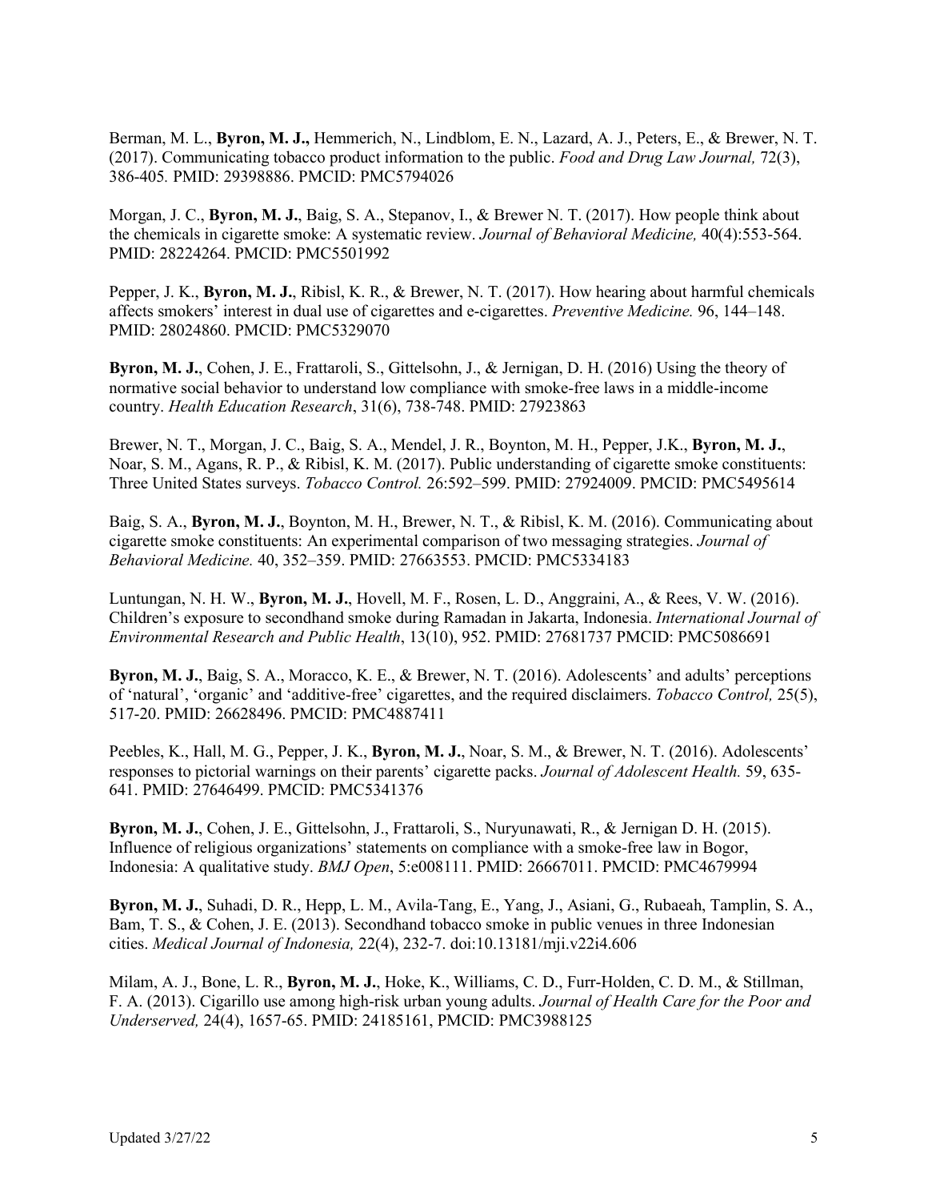Berman, M. L., **Byron, M. J.,** Hemmerich, N., Lindblom, E. N., Lazard, A. J., Peters, E., & Brewer, N. T. (2017). Communicating tobacco product information to the public. *Food and Drug Law Journal,* 72(3), 386-405*.* PMID: 29398886. PMCID: PMC5794026

Morgan, J. C., **Byron, M. J.**, Baig, S. A., Stepanov, I., & Brewer N. T. (2017). How people think about the chemicals in cigarette smoke: A systematic review. *Journal of Behavioral Medicine,* 40(4):553-564. PMID: 28224264. PMCID: PMC5501992

Pepper, J. K., **Byron, M. J.**, Ribisl, K. R., & Brewer, N. T. (2017). How hearing about harmful chemicals affects smokers' interest in dual use of cigarettes and e-cigarettes. *Preventive Medicine.* 96, 144–148. PMID: 28024860. PMCID: PMC5329070

**Byron, M. J.**, Cohen, J. E., Frattaroli, S., Gittelsohn, J., & Jernigan, D. H. (2016) Using the theory of normative social behavior to understand low compliance with smoke-free laws in a middle-income country. *Health Education Research*, 31(6), 738-748. PMID: 27923863

Brewer, N. T., Morgan, J. C., Baig, S. A., Mendel, J. R., Boynton, M. H., Pepper, J.K., **Byron, M. J.**, Noar, S. M., Agans, R. P., & Ribisl, K. M. (2017). Public understanding of cigarette smoke constituents: Three United States surveys. *Tobacco Control.* 26:592–599. PMID: 27924009. PMCID: PMC5495614

Baig, S. A., **Byron, M. J.**, Boynton, M. H., Brewer, N. T., & Ribisl, K. M. (2016). Communicating about cigarette smoke constituents: An experimental comparison of two messaging strategies. *Journal of Behavioral Medicine.* 40, 352–359. PMID: 27663553. PMCID: PMC5334183

Luntungan, N. H. W., **Byron, M. J.**, Hovell, M. F., Rosen, L. D., Anggraini, A., & Rees, V. W. (2016). Children's exposure to secondhand smoke during Ramadan in Jakarta, Indonesia. *International Journal of Environmental Research and Public Health*, 13(10), 952. PMID: 27681737 PMCID: PMC5086691

**Byron, M. J.**, Baig, S. A., Moracco, K. E., & Brewer, N. T. (2016). Adolescents' and adults' perceptions of 'natural', 'organic' and 'additive-free' cigarettes, and the required disclaimers. *Tobacco Control,* 25(5), 517-20. PMID: 26628496. PMCID: PMC4887411

Peebles, K., Hall, M. G., Pepper, J. K., **Byron, M. J.**, Noar, S. M., & Brewer, N. T. (2016). Adolescents' responses to pictorial warnings on their parents' cigarette packs. *Journal of Adolescent Health.* 59, 635-641. PMID: 27646499. PMCID: PMC5341376

**Byron, M. J.**, Cohen, J. E., Gittelsohn, J., Frattaroli, S., Nuryunawati, R., & Jernigan D. H. (2015). Influence of religious organizations' statements on compliance with a smoke-free law in Bogor, Indonesia: A qualitative study. *BMJ Open*, 5:e008111. PMID: 26667011. PMCID: PMC4679994

**Byron, M. J.**, Suhadi, D. R., Hepp, L. M., Avila-Tang, E., Yang, J., Asiani, G., Rubaeah, Tamplin, S. A., Bam, T. S., & Cohen, J. E. (2013). Secondhand tobacco smoke in public venues in three Indonesian cities. *Medical Journal of Indonesia,* 22(4), 232-7. doi:10.13181/mji.v22i4.606

Milam, A. J., Bone, L. R., **Byron, M. J.**, Hoke, K., Williams, C. D., Furr-Holden, C. D. M., & Stillman, F. A. (2013). Cigarillo use among high-risk urban young adults. *Journal of Health Care for the Poor and Underserved,* 24(4), 1657-65. PMID: 24185161, PMCID: PMC3988125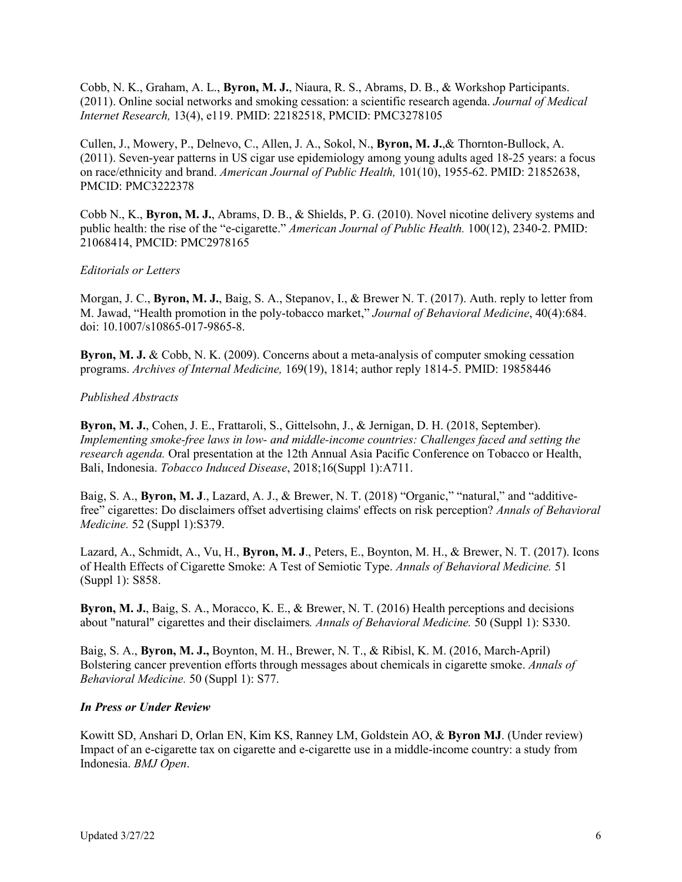Cobb, N. K., Graham, A. L., **Byron, M. J.**, Niaura, R. S., Abrams, D. B., & Workshop Participants. (2011). Online social networks and smoking cessation: a scientific research agenda. *Journal of Medical Internet Research,* 13(4), e119. PMID: 22182518, PMCID: PMC3278105

Cullen, J., Mowery, P., Delnevo, C., Allen, J. A., Sokol, N., **Byron, M. J.**,& Thornton-Bullock, A. (2011). Seven-year patterns in US cigar use epidemiology among young adults aged 18-25 years: a focus on race/ethnicity and brand. *American Journal of Public Health,* 101(10), 1955-62. PMID: 21852638, PMCID: PMC3222378

Cobb N., K., **Byron, M. J.**, Abrams, D. B., & Shields, P. G. (2010). Novel nicotine delivery systems and public health: the rise of the "e-cigarette." *American Journal of Public Health.* 100(12), 2340-2. PMID: 21068414, PMCID: PMC2978165

*Editorials or Letters*

Morgan, J. C., **Byron, M. J.**, Baig, S. A., Stepanov, I., & Brewer N. T. (2017). Auth. reply to letter from M. Jawad, "Health promotion in the poly-tobacco market," *Journal of Behavioral Medicine*, 40(4):684. doi: 10.1007/s10865-017-9865-8.

**Byron, M. J.** & Cobb, N. K. (2009). Concerns about a meta-analysis of computer smoking cessation programs. *Archives of Internal Medicine,* 169(19), 1814; author reply 1814-5. PMID: 19858446

*Published Abstracts*

**Byron, M. J.**, Cohen, J. E., Frattaroli, S., Gittelsohn, J., & Jernigan, D. H. (2018, September). *Implementing smoke-free laws in low- and middle-income countries: Challenges faced and setting the research agenda.* Oral presentation at the 12th Annual Asia Pacific Conference on Tobacco or Health, Bali, Indonesia. *Tobacco Induced Disease*, 2018;16(Suppl 1):A711.

Baig, S. A., **Byron, M. J**., Lazard, A. J., & Brewer, N. T. (2018) "Organic," "natural," and "additive-free" cigarettes: Do disclaimers offset advertising claims' effects on risk perception? *Annals of Behavioral Medicine.* 52 (Suppl 1):S379.

Lazard, A., Schmidt, A., Vu, H., **Byron, M. J**., Peters, E., Boynton, M. H., & Brewer, N. T. (2017). Icons of Health Effects of Cigarette Smoke: A Test of Semiotic Type. *Annals of Behavioral Medicine.* 51 (Suppl 1): S858.

**Byron, M. J.**, Baig, S. A., Moracco, K. E., & Brewer, N. T. (2016) Health perceptions and decisions about "natural" cigarettes and their disclaimers*. Annals of Behavioral Medicine.* 50 (Suppl 1): S330.

Baig, S. A., **Byron, M. J.,** Boynton, M. H., Brewer, N. T., & Ribisl, K. M. (2016, March-April) Bolstering cancer prevention efforts through messages about chemicals in cigarette smoke. *Annals of Behavioral Medicine.* 50 (Suppl 1): S77.

***In Press or Under Review***

Kowitt SD, Anshari D, Orlan EN, Kim KS, Ranney LM, Goldstein AO, & **Byron MJ**. (Under review) Impact of an e-cigarette tax on cigarette and e-cigarette use in a middle-income country: a study from Indonesia. *BMJ Open*.

Updated 3/27/22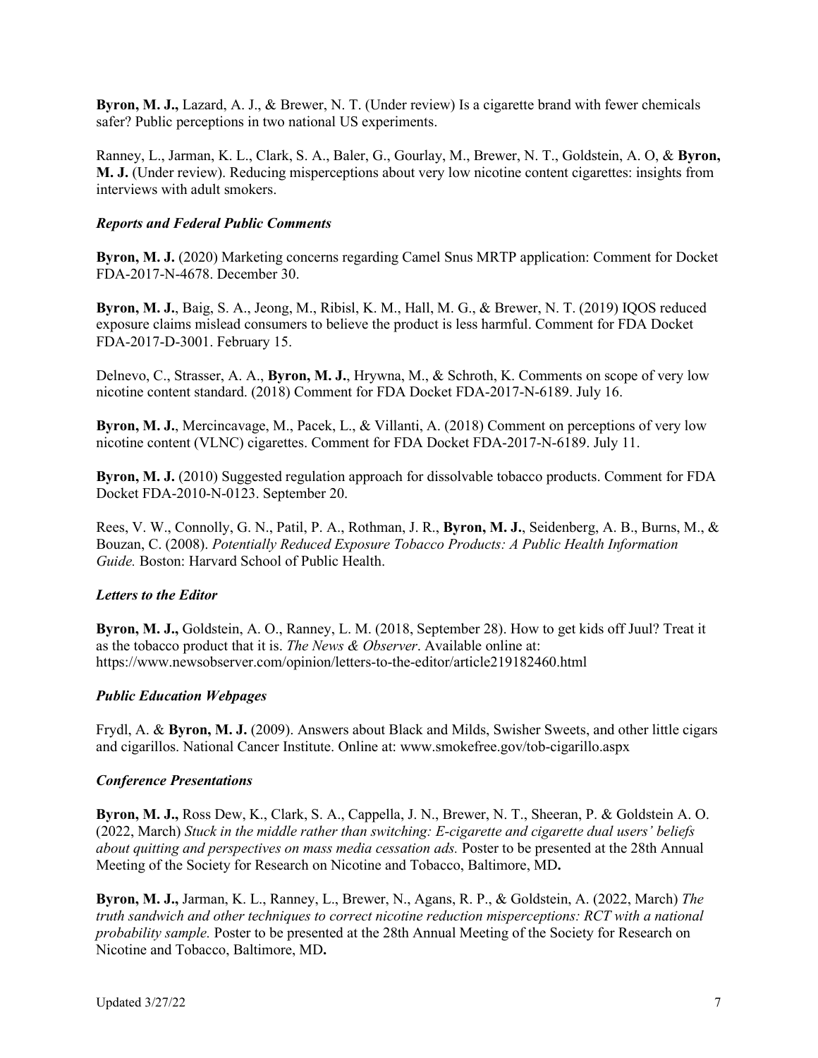**Byron, M. J.,** Lazard, A. J., & Brewer, N. T. (Under review) Is a cigarette brand with fewer chemicals safer? Public perceptions in two national US experiments.

Ranney, L., Jarman, K. L., Clark, S. A., Baler, G., Gourlay, M., Brewer, N. T., Goldstein, A. O, & **Byron, M. J.** (Under review). Reducing misperceptions about very low nicotine content cigarettes: insights from interviews with adult smokers.

### *Reports and Federal Public Comments*

**Byron, M. J.** (2020) Marketing concerns regarding Camel Snus MRTP application: Comment for Docket FDA-2017-N-4678. December 30.

**Byron, M. J.**, Baig, S. A., Jeong, M., Ribisl, K. M., Hall, M. G., & Brewer, N. T. (2019) IQOS reduced exposure claims mislead consumers to believe the product is less harmful. Comment for FDA Docket FDA-2017-D-3001. February 15.

Delnevo, C., Strasser, A. A., **Byron, M. J.**, Hrywna, M., & Schroth, K. Comments on scope of very low nicotine content standard. (2018) Comment for FDA Docket FDA-2017-N-6189. July 16.

**Byron, M. J.**, Mercincavage, M., Pacek, L., & Villanti, A. (2018) Comment on perceptions of very low nicotine content (VLNC) cigarettes. Comment for FDA Docket FDA-2017-N-6189. July 11.

**Byron, M. J.** (2010) Suggested regulation approach for dissolvable tobacco products. Comment for FDA Docket FDA-2010-N-0123. September 20.

Rees, V. W., Connolly, G. N., Patil, P. A., Rothman, J. R., **Byron, M. J.**, Seidenberg, A. B., Burns, M., & Bouzan, C. (2008). *Potentially Reduced Exposure Tobacco Products: A Public Health Information Guide.* Boston: Harvard School of Public Health.

### *Letters to the Editor*

**Byron, M. J.,** Goldstein, A. O., Ranney, L. M. (2018, September 28). How to get kids off Juul? Treat it as the tobacco product that it is. *The News & Observer*. Available online at: https://www.newsobserver.com/opinion/letters-to-the-editor/article219182460.html

### *Public Education Webpages*

Frydl, A. & **Byron, M. J.** (2009). Answers about Black and Milds, Swisher Sweets, and other little cigars and cigarillos. National Cancer Institute. Online at: www.smokefree.gov/tob-cigarillo.aspx

### *Conference Presentations*

**Byron, M. J.,** Ross Dew, K., Clark, S. A., Cappella, J. N., Brewer, N. T., Sheeran, P. & Goldstein A. O. (2022, March) *Stuck in the middle rather than switching: E-cigarette and cigarette dual users' beliefs about quitting and perspectives on mass media cessation ads.* Poster to be presented at the 28th Annual Meeting of the Society for Research on Nicotine and Tobacco, Baltimore, MD**.**

**Byron, M. J.,** Jarman, K. L., Ranney, L., Brewer, N., Agans, R. P., & Goldstein, A. (2022, March) *The truth sandwich and other techniques to correct nicotine reduction misperceptions: RCT with a national probability sample.* Poster to be presented at the 28th Annual Meeting of the Society for Research on Nicotine and Tobacco, Baltimore, MD**.**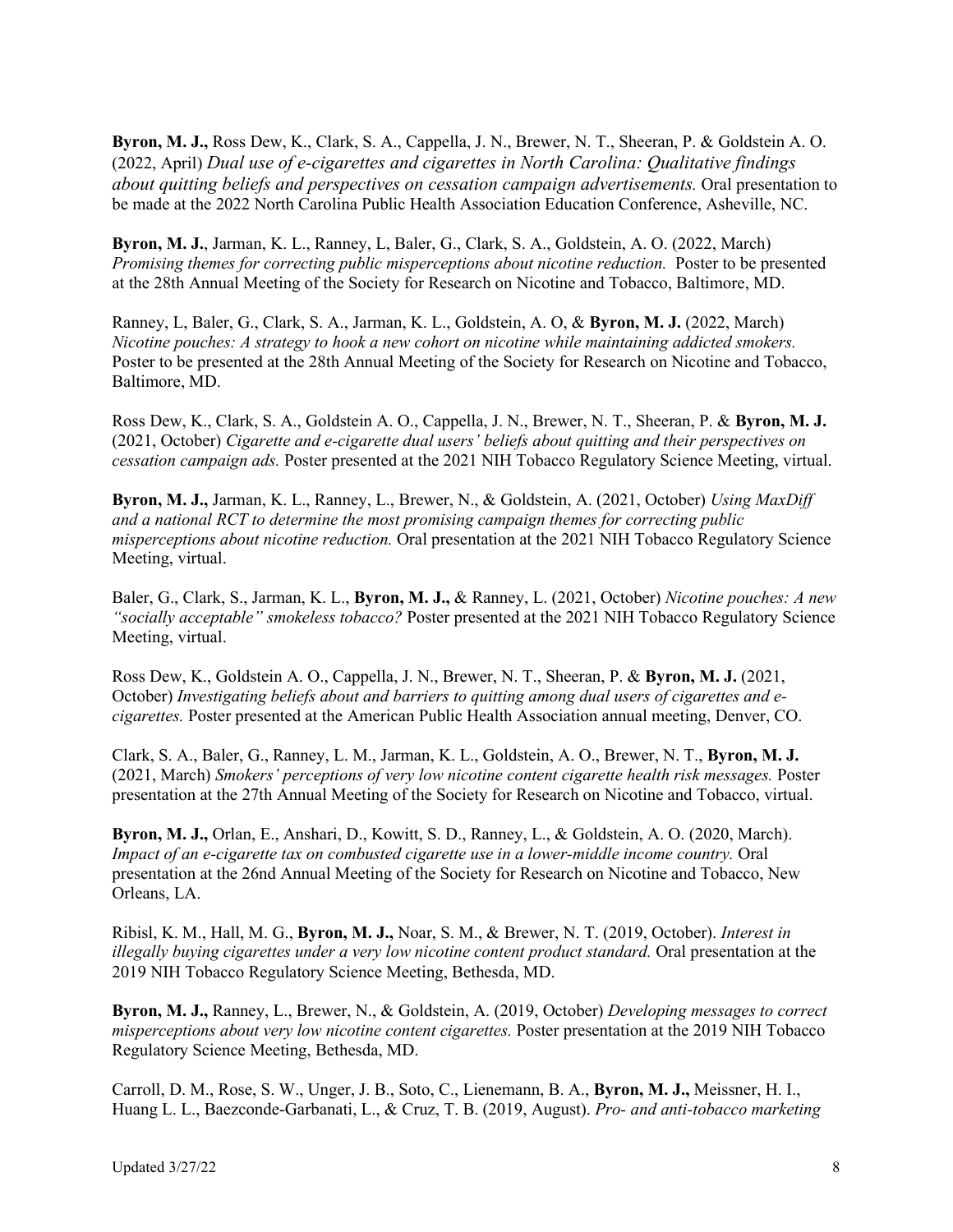**Byron, M. J.,** Ross Dew, K., Clark, S. A., Cappella, J. N., Brewer, N. T., Sheeran, P. & Goldstein A. O. (2022, April) *Dual use of e-cigarettes and cigarettes in North Carolina: Qualitative findings about quitting beliefs and perspectives on cessation campaign advertisements.* Oral presentation to be made at the 2022 North Carolina Public Health Association Education Conference, Asheville, NC.

**Byron, M. J.**, Jarman, K. L., Ranney, L, Baler, G., Clark, S. A., Goldstein, A. O. (2022, March) *Promising themes for correcting public misperceptions about nicotine reduction.* Poster to be presented at the 28th Annual Meeting of the Society for Research on Nicotine and Tobacco, Baltimore, MD.

Ranney, L, Baler, G., Clark, S. A., Jarman, K. L., Goldstein, A. O, & **Byron, M. J.** (2022, March) *Nicotine pouches: A strategy to hook a new cohort on nicotine while maintaining addicted smokers.* Poster to be presented at the 28th Annual Meeting of the Society for Research on Nicotine and Tobacco, Baltimore, MD.

Ross Dew, K., Clark, S. A., Goldstein A. O., Cappella, J. N., Brewer, N. T., Sheeran, P. & **Byron, M. J.** (2021, October) *Cigarette and e-cigarette dual users' beliefs about quitting and their perspectives on cessation campaign ads.* Poster presented at the 2021 NIH Tobacco Regulatory Science Meeting, virtual.

**Byron, M. J.,** Jarman, K. L., Ranney, L., Brewer, N., & Goldstein, A. (2021, October) *Using MaxDiff and a national RCT to determine the most promising campaign themes for correcting public misperceptions about nicotine reduction.* Oral presentation at the 2021 NIH Tobacco Regulatory Science Meeting, virtual.

Baler, G., Clark, S., Jarman, K. L., **Byron, M. J.,** & Ranney, L. (2021, October) *Nicotine pouches: A new "socially acceptable" smokeless tobacco?* Poster presented at the 2021 NIH Tobacco Regulatory Science Meeting, virtual.

Ross Dew, K., Goldstein A. O., Cappella, J. N., Brewer, N. T., Sheeran, P. & **Byron, M. J.** (2021, October) *Investigating beliefs about and barriers to quitting among dual users of cigarettes and e-cigarettes.* Poster presented at the American Public Health Association annual meeting, Denver, CO.

Clark, S. A., Baler, G., Ranney, L. M., Jarman, K. L., Goldstein, A. O., Brewer, N. T., **Byron, M. J.** (2021, March) *Smokers' perceptions of very low nicotine content cigarette health risk messages.* Poster presentation at the 27th Annual Meeting of the Society for Research on Nicotine and Tobacco, virtual.

**Byron, M. J.,** Orlan, E., Anshari, D., Kowitt, S. D., Ranney, L., & Goldstein, A. O. (2020, March). *Impact of an e-cigarette tax on combusted cigarette use in a lower-middle income country.* Oral presentation at the 26nd Annual Meeting of the Society for Research on Nicotine and Tobacco, New Orleans, LA.

Ribisl, K. M., Hall, M. G., **Byron, M. J.,** Noar, S. M., & Brewer, N. T. (2019, October). *Interest in illegally buying cigarettes under a very low nicotine content product standard.* Oral presentation at the 2019 NIH Tobacco Regulatory Science Meeting, Bethesda, MD.

**Byron, M. J.,** Ranney, L., Brewer, N., & Goldstein, A. (2019, October) *Developing messages to correct misperceptions about very low nicotine content cigarettes.* Poster presentation at the 2019 NIH Tobacco Regulatory Science Meeting, Bethesda, MD.

Carroll, D. M., Rose, S. W., Unger, J. B., Soto, C., Lienemann, B. A., **Byron, M. J.,** Meissner, H. I., Huang L. L., Baezconde-Garbanati, L., & Cruz, T. B. (2019, August). *Pro- and anti-tobacco marketing*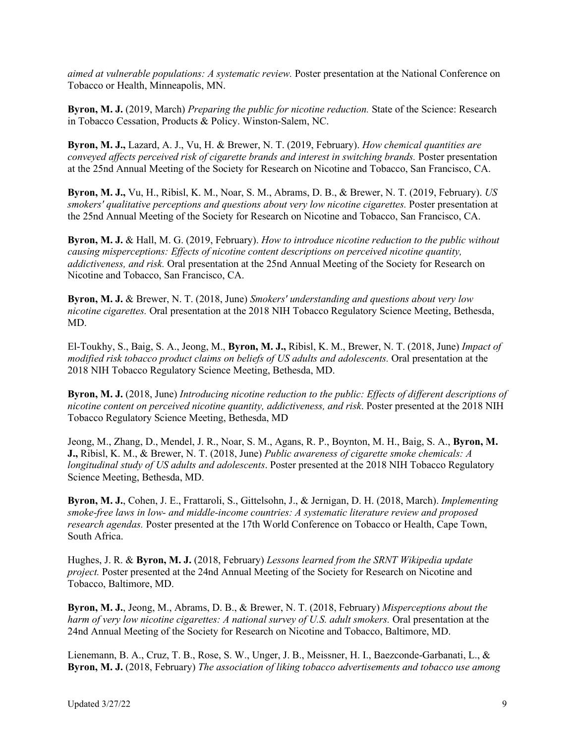*aimed at vulnerable populations: A systematic review.* Poster presentation at the National Conference on Tobacco or Health, Minneapolis, MN.

**Byron, M. J.** (2019, March) *Preparing the public for nicotine reduction.* State of the Science: Research in Tobacco Cessation, Products & Policy. Winston-Salem, NC.

**Byron, M. J.,** Lazard, A. J., Vu, H. & Brewer, N. T. (2019, February). *How chemical quantities are conveyed affects perceived risk of cigarette brands and interest in switching brands.* Poster presentation at the 25nd Annual Meeting of the Society for Research on Nicotine and Tobacco, San Francisco, CA.

**Byron, M. J.,** Vu, H., Ribisl, K. M., Noar, S. M., Abrams, D. B., & Brewer, N. T. (2019, February). *US smokers' qualitative perceptions and questions about very low nicotine cigarettes.* Poster presentation at the 25nd Annual Meeting of the Society for Research on Nicotine and Tobacco, San Francisco, CA.

**Byron, M. J.** & Hall, M. G. (2019, February). *How to introduce nicotine reduction to the public without causing misperceptions: Effects of nicotine content descriptions on perceived nicotine quantity, addictiveness, and risk.* Oral presentation at the 25nd Annual Meeting of the Society for Research on Nicotine and Tobacco, San Francisco, CA.

**Byron, M. J.** & Brewer, N. T. (2018, June) *Smokers' understanding and questions about very low nicotine cigarettes.* Oral presentation at the 2018 NIH Tobacco Regulatory Science Meeting, Bethesda, MD.

El-Toukhy, S., Baig, S. A., Jeong, M., **Byron, M. J.,** Ribisl, K. M., Brewer, N. T. (2018, June) *Impact of modified risk tobacco product claims on beliefs of US adults and adolescents.* Oral presentation at the 2018 NIH Tobacco Regulatory Science Meeting, Bethesda, MD.

**Byron, M. J.** (2018, June) *Introducing nicotine reduction to the public: Effects of different descriptions of nicotine content on perceived nicotine quantity, addictiveness, and risk*. Poster presented at the 2018 NIH Tobacco Regulatory Science Meeting, Bethesda, MD

Jeong, M., Zhang, D., Mendel, J. R., Noar, S. M., Agans, R. P., Boynton, M. H., Baig, S. A., **Byron, M. J.,** Ribisl, K. M., & Brewer, N. T. (2018, June) *Public awareness of cigarette smoke chemicals: A longitudinal study of US adults and adolescents*. Poster presented at the 2018 NIH Tobacco Regulatory Science Meeting, Bethesda, MD.

**Byron, M. J.**, Cohen, J. E., Frattaroli, S., Gittelsohn, J., & Jernigan, D. H. (2018, March). *Implementing smoke-free laws in low- and middle-income countries: A systematic literature review and proposed research agendas.* Poster presented at the 17th World Conference on Tobacco or Health, Cape Town, South Africa.

Hughes, J. R. & **Byron, M. J.** (2018, February) *Lessons learned from the SRNT Wikipedia update project.* Poster presented at the 24nd Annual Meeting of the Society for Research on Nicotine and Tobacco, Baltimore, MD.

**Byron, M. J.**, Jeong, M., Abrams, D. B., & Brewer, N. T. (2018, February) *Misperceptions about the harm of very low nicotine cigarettes: A national survey of U.S. adult smokers.* Oral presentation at the 24nd Annual Meeting of the Society for Research on Nicotine and Tobacco, Baltimore, MD.

Lienemann, B. A., Cruz, T. B., Rose, S. W., Unger, J. B., Meissner, H. I., Baezconde-Garbanati, L., & **Byron, M. J.** (2018, February) *The association of liking tobacco advertisements and tobacco use among*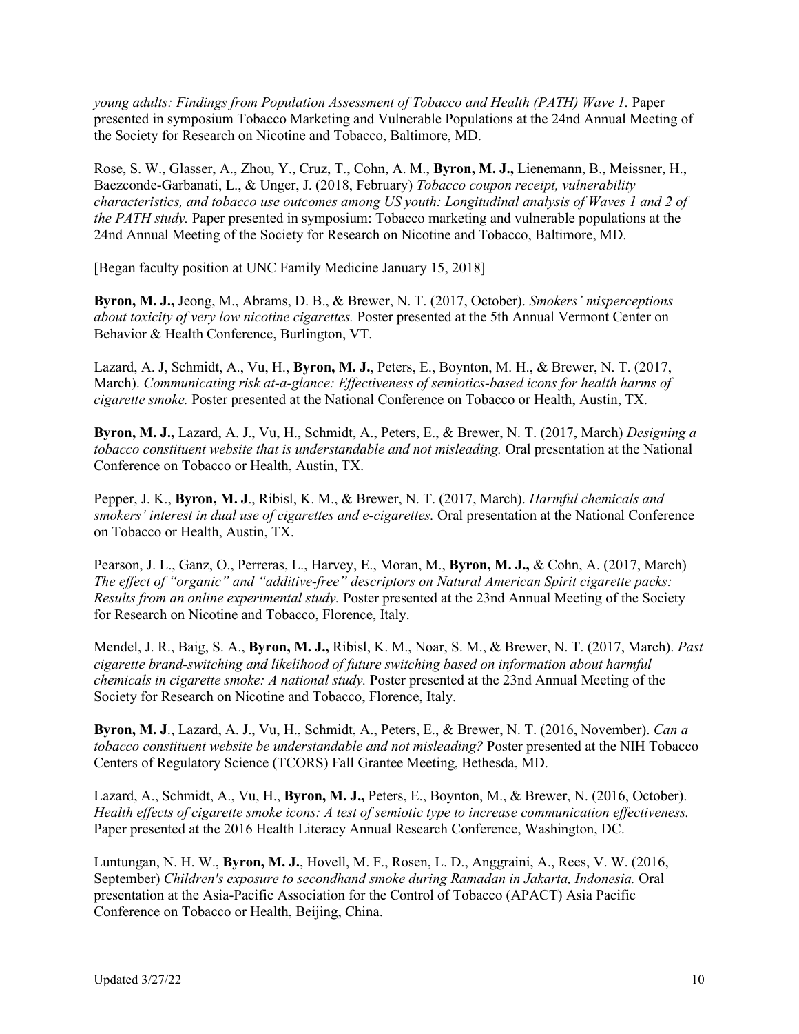*young adults: Findings from Population Assessment of Tobacco and Health (PATH) Wave 1.* Paper presented in symposium Tobacco Marketing and Vulnerable Populations at the 24nd Annual Meeting of the Society for Research on Nicotine and Tobacco, Baltimore, MD.

Rose, S. W., Glasser, A., Zhou, Y., Cruz, T., Cohn, A. M., **Byron, M. J.,** Lienemann, B., Meissner, H., Baezconde-Garbanati, L., & Unger, J. (2018, February) *Tobacco coupon receipt, vulnerability characteristics, and tobacco use outcomes among US youth: Longitudinal analysis of Waves 1 and 2 of the PATH study.* Paper presented in symposium: Tobacco marketing and vulnerable populations at the 24nd Annual Meeting of the Society for Research on Nicotine and Tobacco, Baltimore, MD.

[Began faculty position at UNC Family Medicine January 15, 2018]

**Byron, M. J.,** Jeong, M., Abrams, D. B., & Brewer, N. T. (2017, October). *Smokers' misperceptions about toxicity of very low nicotine cigarettes.* Poster presented at the 5th Annual Vermont Center on Behavior & Health Conference, Burlington, VT.

Lazard, A. J, Schmidt, A., Vu, H., **Byron, M. J.**, Peters, E., Boynton, M. H., & Brewer, N. T. (2017, March). *Communicating risk at-a-glance: Effectiveness of semiotics-based icons for health harms of cigarette smoke.* Poster presented at the National Conference on Tobacco or Health, Austin, TX.

**Byron, M. J.,** Lazard, A. J., Vu, H., Schmidt, A., Peters, E., & Brewer, N. T. (2017, March) *Designing a tobacco constituent website that is understandable and not misleading.* Oral presentation at the National Conference on Tobacco or Health, Austin, TX.

Pepper, J. K., **Byron, M. J**., Ribisl, K. M., & Brewer, N. T. (2017, March). *Harmful chemicals and smokers' interest in dual use of cigarettes and e-cigarettes.* Oral presentation at the National Conference on Tobacco or Health, Austin, TX.

Pearson, J. L., Ganz, O., Perreras, L., Harvey, E., Moran, M., **Byron, M. J.,** & Cohn, A. (2017, March) *The effect of "organic" and "additive-free" descriptors on Natural American Spirit cigarette packs: Results from an online experimental study.* Poster presented at the 23nd Annual Meeting of the Society for Research on Nicotine and Tobacco, Florence, Italy.

Mendel, J. R., Baig, S. A., **Byron, M. J.,** Ribisl, K. M., Noar, S. M., & Brewer, N. T. (2017, March). *Past cigarette brand-switching and likelihood of future switching based on information about harmful chemicals in cigarette smoke: A national study.* Poster presented at the 23nd Annual Meeting of the Society for Research on Nicotine and Tobacco, Florence, Italy.

**Byron, M. J**., Lazard, A. J., Vu, H., Schmidt, A., Peters, E., & Brewer, N. T. (2016, November). *Can a tobacco constituent website be understandable and not misleading?* Poster presented at the NIH Tobacco Centers of Regulatory Science (TCORS) Fall Grantee Meeting, Bethesda, MD.

Lazard, A., Schmidt, A., Vu, H., **Byron, M. J.,** Peters, E., Boynton, M., & Brewer, N. (2016, October). *Health effects of cigarette smoke icons: A test of semiotic type to increase communication effectiveness.* Paper presented at the 2016 Health Literacy Annual Research Conference, Washington, DC.

Luntungan, N. H. W., **Byron, M. J.**, Hovell, M. F., Rosen, L. D., Anggraini, A., Rees, V. W. (2016, September) *Children's exposure to secondhand smoke during Ramadan in Jakarta, Indonesia.* Oral presentation at the Asia-Pacific Association for the Control of Tobacco (APACT) Asia Pacific Conference on Tobacco or Health, Beijing, China.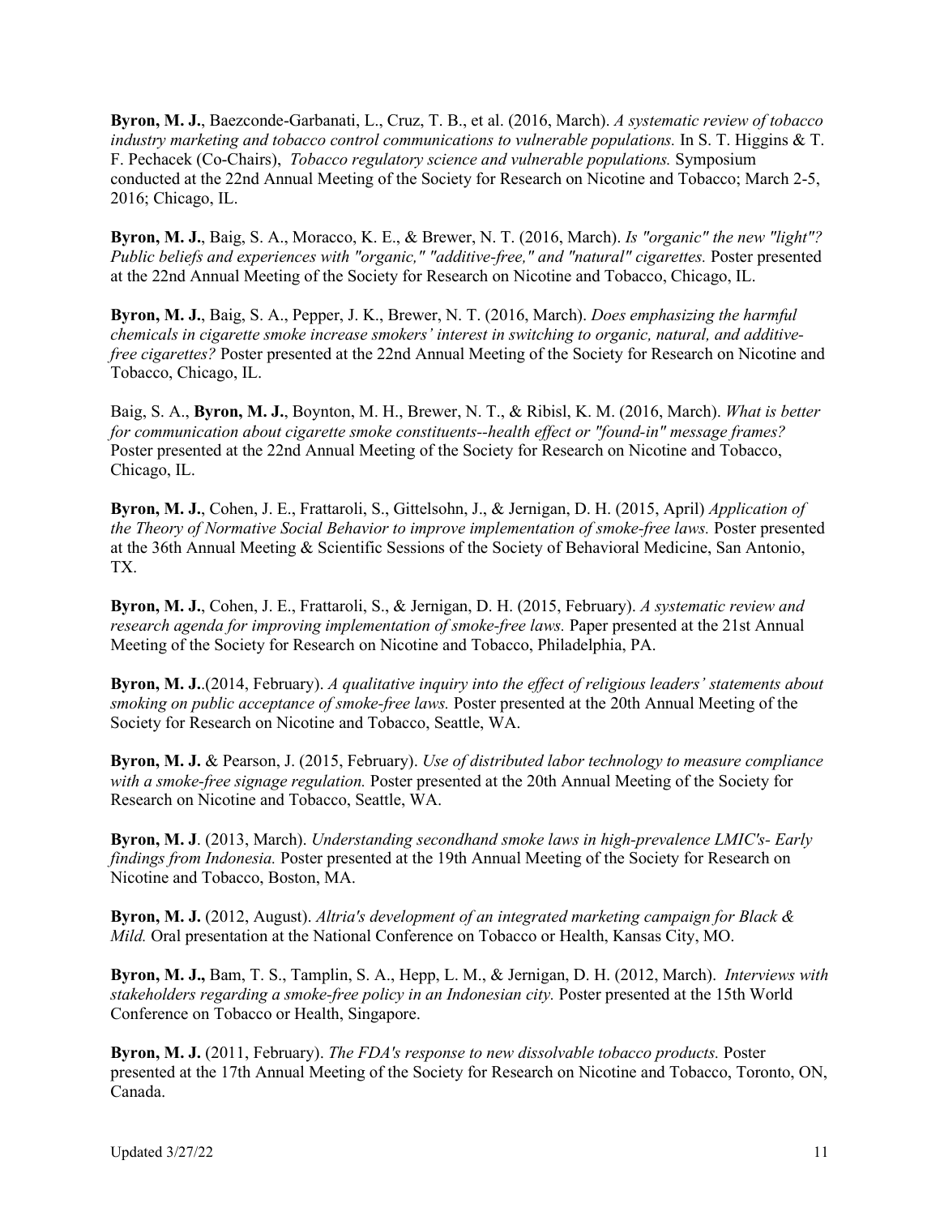**Byron, M. J.**, Baezconde-Garbanati, L., Cruz, T. B., et al. (2016, March). *A systematic review of tobacco industry marketing and tobacco control communications to vulnerable populations.* In S. T. Higgins & T. F. Pechacek (Co-Chairs), *Tobacco regulatory science and vulnerable populations.* Symposium conducted at the 22nd Annual Meeting of the Society for Research on Nicotine and Tobacco; March 2-5, 2016; Chicago, IL.

**Byron, M. J.**, Baig, S. A., Moracco, K. E., & Brewer, N. T. (2016, March). *Is "organic" the new "light"? Public beliefs and experiences with "organic," "additive-free," and "natural" cigarettes.* Poster presented at the 22nd Annual Meeting of the Society for Research on Nicotine and Tobacco, Chicago, IL.

**Byron, M. J.**, Baig, S. A., Pepper, J. K., Brewer, N. T. (2016, March). *Does emphasizing the harmful chemicals in cigarette smoke increase smokers' interest in switching to organic, natural, and additive-free cigarettes?* Poster presented at the 22nd Annual Meeting of the Society for Research on Nicotine and Tobacco, Chicago, IL.

Baig, S. A., **Byron, M. J.**, Boynton, M. H., Brewer, N. T., & Ribisl, K. M. (2016, March). *What is better for communication about cigarette smoke constituents--health effect or "found-in" message frames?* Poster presented at the 22nd Annual Meeting of the Society for Research on Nicotine and Tobacco, Chicago, IL.

**Byron, M. J.**, Cohen, J. E., Frattaroli, S., Gittelsohn, J., & Jernigan, D. H. (2015, April) *Application of the Theory of Normative Social Behavior to improve implementation of smoke-free laws.* Poster presented at the 36th Annual Meeting & Scientific Sessions of the Society of Behavioral Medicine, San Antonio, TX.

**Byron, M. J.**, Cohen, J. E., Frattaroli, S., & Jernigan, D. H. (2015, February). *A systematic review and research agenda for improving implementation of smoke-free laws.* Paper presented at the 21st Annual Meeting of the Society for Research on Nicotine and Tobacco, Philadelphia, PA.

**Byron, M. J.**.(2014, February). *A qualitative inquiry into the effect of religious leaders' statements about smoking on public acceptance of smoke-free laws.* Poster presented at the 20th Annual Meeting of the Society for Research on Nicotine and Tobacco, Seattle, WA.

**Byron, M. J.** & Pearson, J. (2015, February). *Use of distributed labor technology to measure compliance with a smoke-free signage regulation.* Poster presented at the 20th Annual Meeting of the Society for Research on Nicotine and Tobacco, Seattle, WA.

**Byron, M. J**. (2013, March). *Understanding secondhand smoke laws in high-prevalence LMIC's- Early findings from Indonesia.* Poster presented at the 19th Annual Meeting of the Society for Research on Nicotine and Tobacco, Boston, MA.

**Byron, M. J.** (2012, August). *Altria's development of an integrated marketing campaign for Black & Mild.* Oral presentation at the National Conference on Tobacco or Health, Kansas City, MO.

**Byron, M. J.,** Bam, T. S., Tamplin, S. A., Hepp, L. M., & Jernigan, D. H. (2012, March). *Interviews with stakeholders regarding a smoke-free policy in an Indonesian city.* Poster presented at the 15th World Conference on Tobacco or Health, Singapore.

**Byron, M. J.** (2011, February). *The FDA's response to new dissolvable tobacco products.* Poster presented at the 17th Annual Meeting of the Society for Research on Nicotine and Tobacco, Toronto, ON, Canada.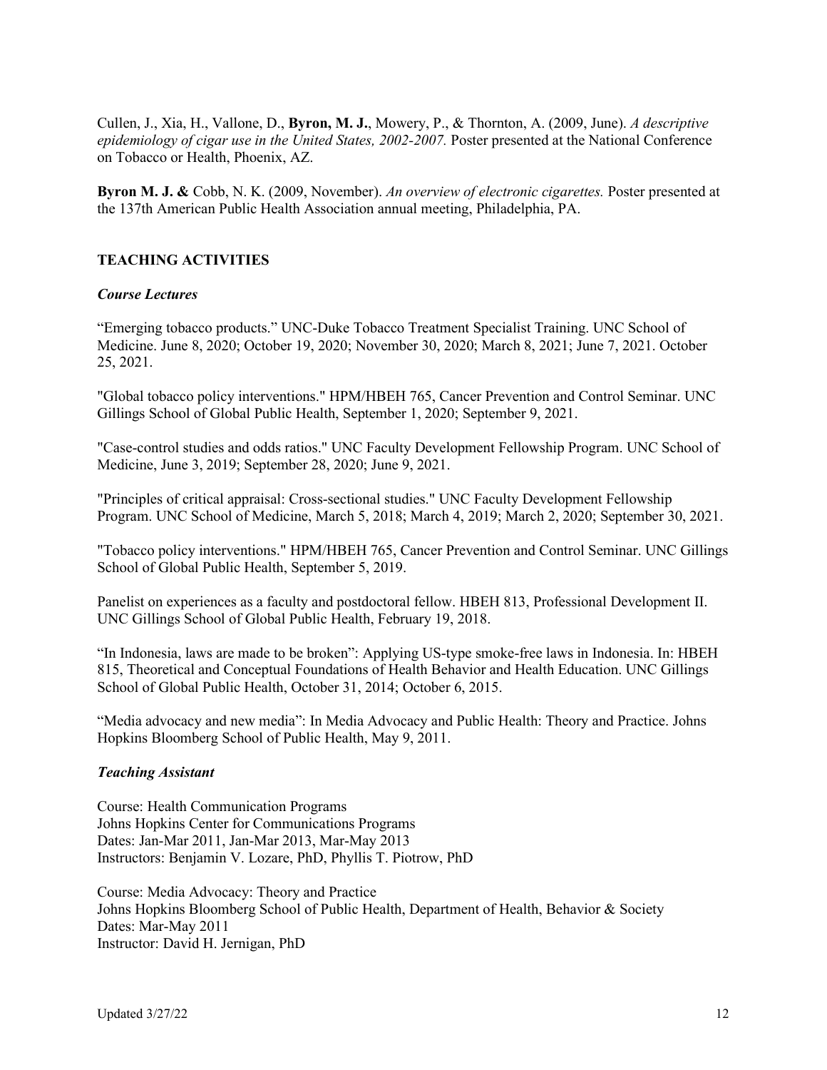Cullen, J., Xia, H., Vallone, D., **Byron, M. J.**, Mowery, P., & Thornton, A. (2009, June). *A descriptive epidemiology of cigar use in the United States, 2002-2007.* Poster presented at the National Conference on Tobacco or Health, Phoenix, AZ.

**Byron M. J. &** Cobb, N. K. (2009, November). *An overview of electronic cigarettes.* Poster presented at the 137th American Public Health Association annual meeting, Philadelphia, PA.

## TEACHING ACTIVITIES

### *Course Lectures*

"Emerging tobacco products." UNC-Duke Tobacco Treatment Specialist Training. UNC School of Medicine. June 8, 2020; October 19, 2020; November 30, 2020; March 8, 2021; June 7, 2021. October 25, 2021.

"Global tobacco policy interventions." HPM/HBEH 765, Cancer Prevention and Control Seminar. UNC Gillings School of Global Public Health, September 1, 2020; September 9, 2021.

"Case-control studies and odds ratios." UNC Faculty Development Fellowship Program. UNC School of Medicine, June 3, 2019; September 28, 2020; June 9, 2021.

"Principles of critical appraisal: Cross-sectional studies." UNC Faculty Development Fellowship Program. UNC School of Medicine, March 5, 2018; March 4, 2019; March 2, 2020; September 30, 2021.

"Tobacco policy interventions." HPM/HBEH 765, Cancer Prevention and Control Seminar. UNC Gillings School of Global Public Health, September 5, 2019.

Panelist on experiences as a faculty and postdoctoral fellow. HBEH 813, Professional Development II. UNC Gillings School of Global Public Health, February 19, 2018.

"In Indonesia, laws are made to be broken": Applying US-type smoke-free laws in Indonesia. In: HBEH 815, Theoretical and Conceptual Foundations of Health Behavior and Health Education. UNC Gillings School of Global Public Health, October 31, 2014; October 6, 2015.

"Media advocacy and new media": In Media Advocacy and Public Health: Theory and Practice. Johns Hopkins Bloomberg School of Public Health, May 9, 2011.

### *Teaching Assistant*

Course: Health Communication Programs
Johns Hopkins Center for Communications Programs
Dates: Jan-Mar 2011, Jan-Mar 2013, Mar-May 2013
Instructors: Benjamin V. Lozare, PhD, Phyllis T. Piotrow, PhD

Course: Media Advocacy: Theory and Practice
Johns Hopkins Bloomberg School of Public Health, Department of Health, Behavior & Society
Dates: Mar-May 2011
Instructor: David H. Jernigan, PhD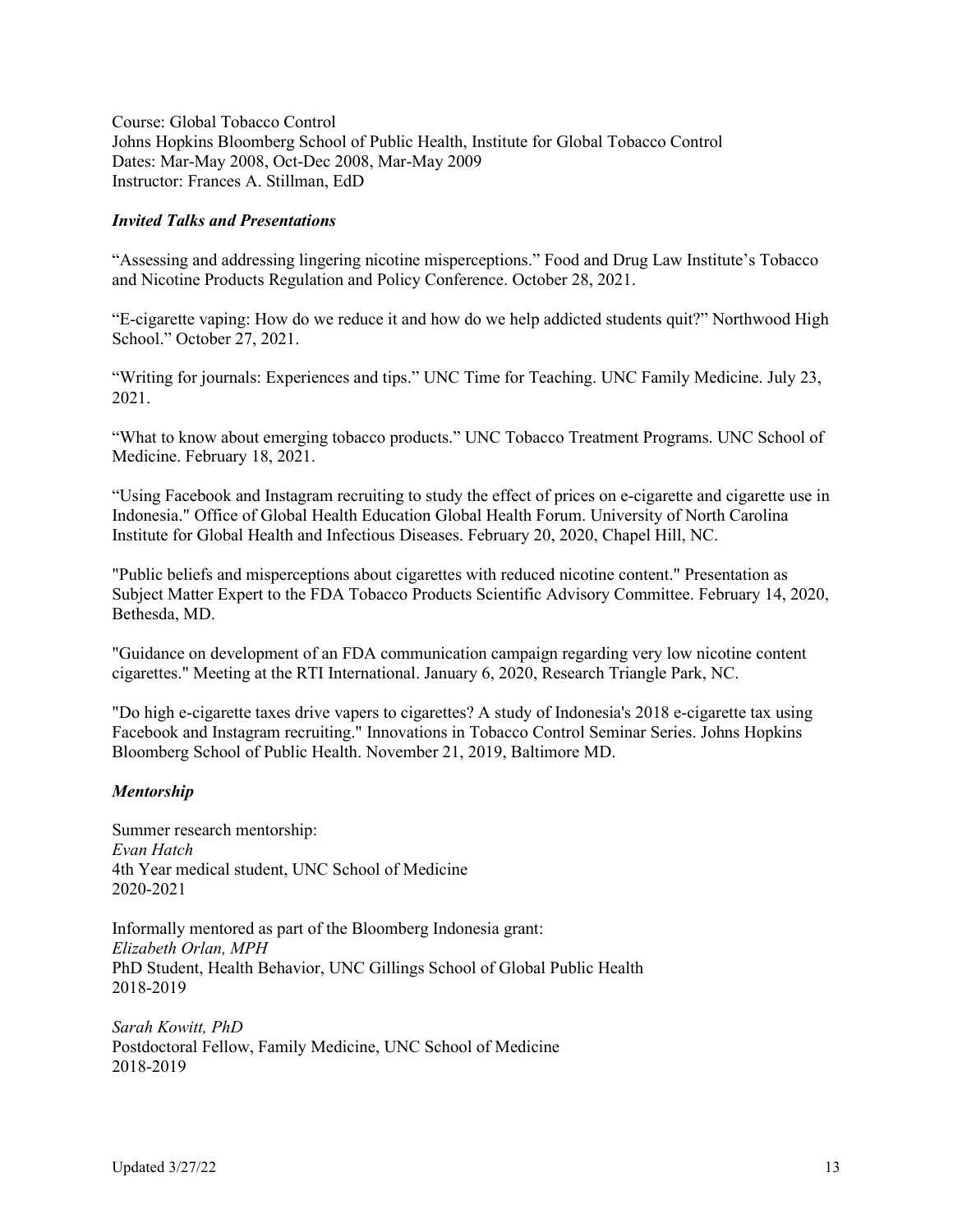Course: Global Tobacco Control
Johns Hopkins Bloomberg School of Public Health, Institute for Global Tobacco Control
Dates: Mar-May 2008, Oct-Dec 2008, Mar-May 2009
Instructor: Frances A. Stillman, EdD

### *Invited Talks and Presentations*

"Assessing and addressing lingering nicotine misperceptions." Food and Drug Law Institute's Tobacco and Nicotine Products Regulation and Policy Conference. October 28, 2021.

"E-cigarette vaping: How do we reduce it and how do we help addicted students quit?" Northwood High School." October 27, 2021.

"Writing for journals: Experiences and tips." UNC Time for Teaching. UNC Family Medicine. July 23, 2021.

"What to know about emerging tobacco products." UNC Tobacco Treatment Programs. UNC School of Medicine. February 18, 2021.

"Using Facebook and Instagram recruiting to study the effect of prices on e-cigarette and cigarette use in Indonesia." Office of Global Health Education Global Health Forum. University of North Carolina Institute for Global Health and Infectious Diseases. February 20, 2020, Chapel Hill, NC.

"Public beliefs and misperceptions about cigarettes with reduced nicotine content." Presentation as Subject Matter Expert to the FDA Tobacco Products Scientific Advisory Committee. February 14, 2020, Bethesda, MD.

"Guidance on development of an FDA communication campaign regarding very low nicotine content cigarettes." Meeting at the RTI International. January 6, 2020, Research Triangle Park, NC.

"Do high e-cigarette taxes drive vapers to cigarettes? A study of Indonesia's 2018 e-cigarette tax using Facebook and Instagram recruiting." Innovations in Tobacco Control Seminar Series. Johns Hopkins Bloomberg School of Public Health. November 21, 2019, Baltimore MD.

### *Mentorship*

Summer research mentorship:
*Evan Hatch*
4th Year medical student, UNC School of Medicine
2020-2021

Informally mentored as part of the Bloomberg Indonesia grant:
*Elizabeth Orlan, MPH*
PhD Student, Health Behavior, UNC Gillings School of Global Public Health
2018-2019

*Sarah Kowitt, PhD*
Postdoctoral Fellow, Family Medicine, UNC School of Medicine
2018-2019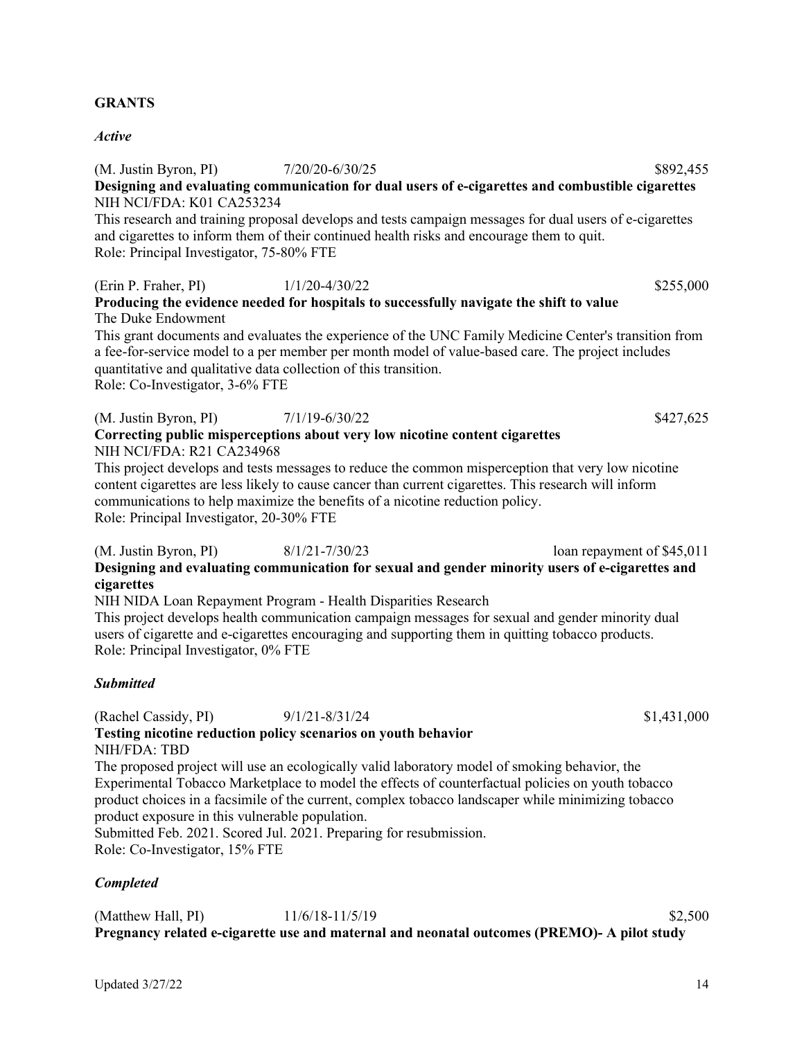**GRANTS**

***Active***

(M. Justin Byron, PI) 7/20/20-6/30/25 $892,455
**Designing and evaluating communication for dual users of e-cigarettes and combustible cigarettes**
NIH NCI/FDA: K01 CA253234
This research and training proposal develops and tests campaign messages for dual users of e-cigarettes and cigarettes to inform them of their continued health risks and encourage them to quit.
Role: Principal Investigator, 75-80% FTE

(Erin P. Fraher, PI) 1/1/20-4/30/22 $255,000
**Producing the evidence needed for hospitals to successfully navigate the shift to value**
The Duke Endowment
This grant documents and evaluates the experience of the UNC Family Medicine Center's transition from a fee-for-service model to a per member per month model of value-based care. The project includes quantitative and qualitative data collection of this transition.
Role: Co-Investigator, 3-6% FTE

(M. Justin Byron, PI) 7/1/19-6/30/22 $427,625
**Correcting public misperceptions about very low nicotine content cigarettes**
NIH NCI/FDA: R21 CA234968
This project develops and tests messages to reduce the common misperception that very low nicotine content cigarettes are less likely to cause cancer than current cigarettes. This research will inform communications to help maximize the benefits of a nicotine reduction policy.
Role: Principal Investigator, 20-30% FTE

(M. Justin Byron, PI) 8/1/21-7/30/23 loan repayment of $45,011
**Designing and evaluating communication for sexual and gender minority users of e-cigarettes and cigarettes**
NIH NIDA Loan Repayment Program - Health Disparities Research
This project develops health communication campaign messages for sexual and gender minority dual users of cigarette and e-cigarettes encouraging and supporting them in quitting tobacco products.
Role: Principal Investigator, 0% FTE

***Submitted***

(Rachel Cassidy, PI) 9/1/21-8/31/24 $1,431,000
**Testing nicotine reduction policy scenarios on youth behavior**
NIH/FDA: TBD
The proposed project will use an ecologically valid laboratory model of smoking behavior, the Experimental Tobacco Marketplace to model the effects of counterfactual policies on youth tobacco product choices in a facsimile of the current, complex tobacco landscaper while minimizing tobacco product exposure in this vulnerable population.
Submitted Feb. 2021. Scored Jul. 2021. Preparing for resubmission.
Role: Co-Investigator, 15% FTE

***Completed***

(Matthew Hall, PI) 11/6/18-11/5/19 $2,500
**Pregnancy related e-cigarette use and maternal and neonatal outcomes (PREMO)- A pilot study**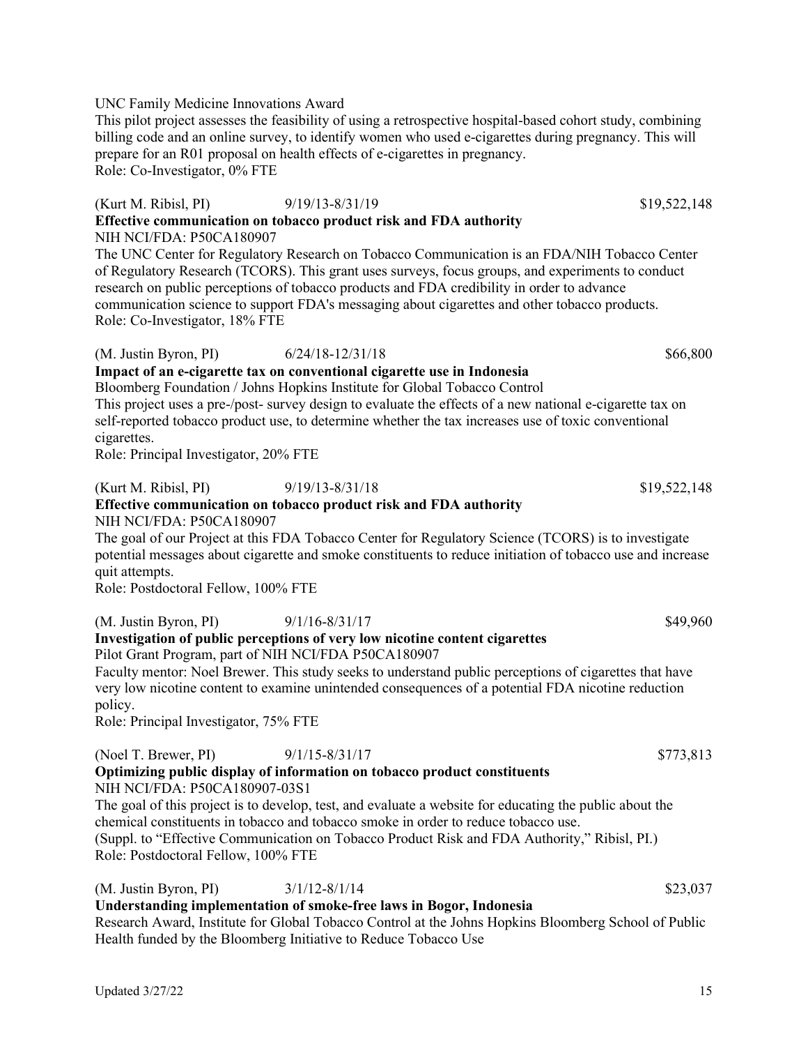UNC Family Medicine Innovations Award
This pilot project assesses the feasibility of using a retrospective hospital-based cohort study, combining billing code and an online survey, to identify women who used e-cigarettes during pregnancy. This will prepare for an R01 proposal on health effects of e-cigarettes in pregnancy.
Role: Co-Investigator, 0% FTE

(Kurt M. Ribisl, PI) 9/19/13-8/31/19 $19,522,148
**Effective communication on tobacco product risk and FDA authority**
NIH NCI/FDA: P50CA180907
The UNC Center for Regulatory Research on Tobacco Communication is an FDA/NIH Tobacco Center of Regulatory Research (TCORS). This grant uses surveys, focus groups, and experiments to conduct research on public perceptions of tobacco products and FDA credibility in order to advance communication science to support FDA's messaging about cigarettes and other tobacco products.
Role: Co-Investigator, 18% FTE

(M. Justin Byron, PI) 6/24/18-12/31/18 $66,800
**Impact of an e-cigarette tax on conventional cigarette use in Indonesia**
Bloomberg Foundation / Johns Hopkins Institute for Global Tobacco Control
This project uses a pre-/post- survey design to evaluate the effects of a new national e-cigarette tax on self-reported tobacco product use, to determine whether the tax increases use of toxic conventional cigarettes.
Role: Principal Investigator, 20% FTE

(Kurt M. Ribisl, PI) 9/19/13-8/31/18 $19,522,148
**Effective communication on tobacco product risk and FDA authority**
NIH NCI/FDA: P50CA180907
The goal of our Project at this FDA Tobacco Center for Regulatory Science (TCORS) is to investigate potential messages about cigarette and smoke constituents to reduce initiation of tobacco use and increase quit attempts.
Role: Postdoctoral Fellow, 100% FTE

(M. Justin Byron, PI) 9/1/16-8/31/17 $49,960
**Investigation of public perceptions of very low nicotine content cigarettes**
Pilot Grant Program, part of NIH NCI/FDA P50CA180907
Faculty mentor: Noel Brewer. This study seeks to understand public perceptions of cigarettes that have very low nicotine content to examine unintended consequences of a potential FDA nicotine reduction policy.
Role: Principal Investigator, 75% FTE

(Noel T. Brewer, PI) 9/1/15-8/31/17 $773,813
**Optimizing public display of information on tobacco product constituents**
NIH NCI/FDA: P50CA180907-03S1
The goal of this project is to develop, test, and evaluate a website for educating the public about the chemical constituents in tobacco and tobacco smoke in order to reduce tobacco use.
(Suppl. to "Effective Communication on Tobacco Product Risk and FDA Authority," Ribisl, PI.)
Role: Postdoctoral Fellow, 100% FTE

(M. Justin Byron, PI) 3/1/12-8/1/14 $23,037
**Understanding implementation of smoke-free laws in Bogor, Indonesia**
Research Award, Institute for Global Tobacco Control at the Johns Hopkins Bloomberg School of Public Health funded by the Bloomberg Initiative to Reduce Tobacco Use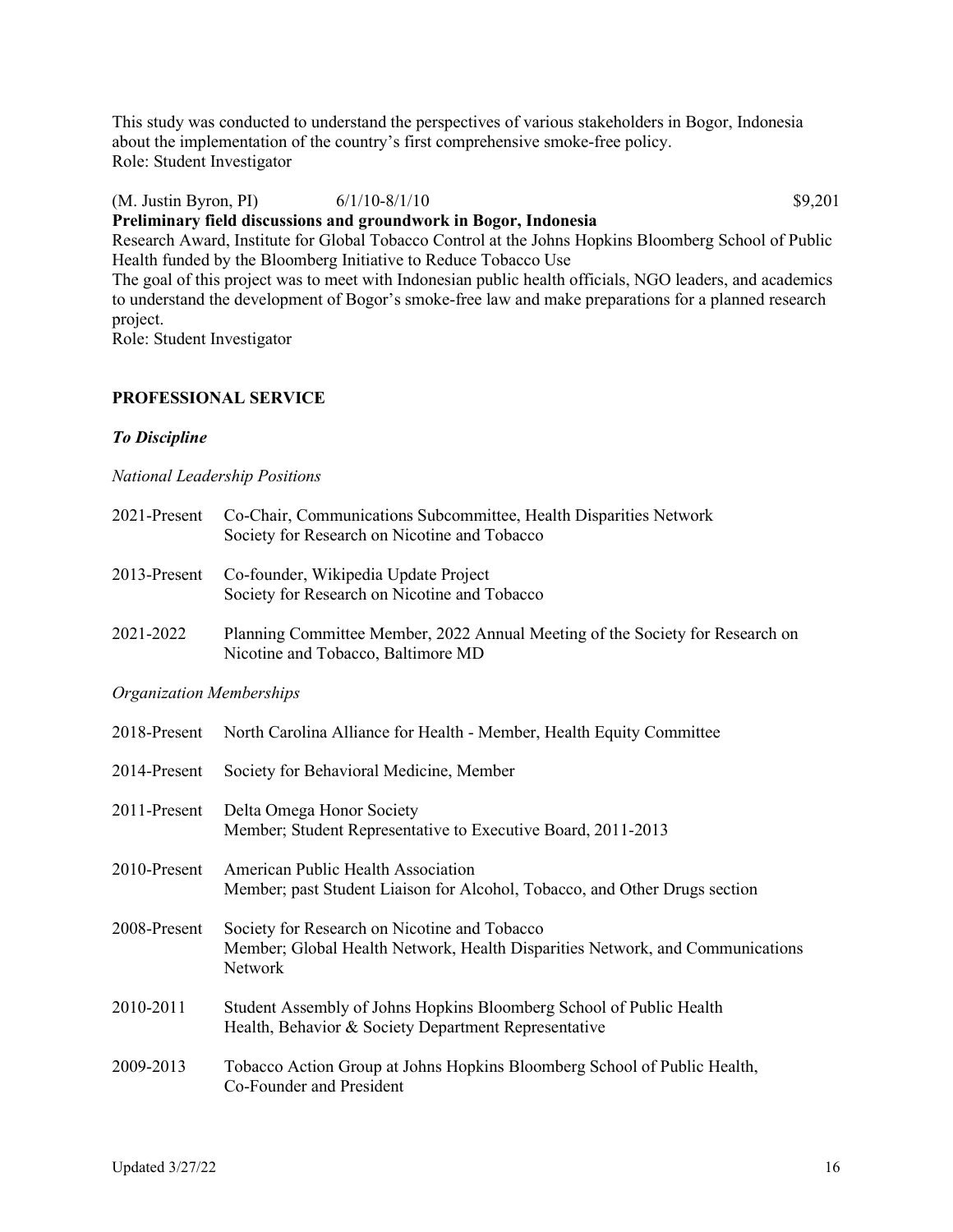This study was conducted to understand the perspectives of various stakeholders in Bogor, Indonesia about the implementation of the country's first comprehensive smoke-free policy.
Role: Student Investigator

(M. Justin Byron, PI) 6/1/10-8/1/10 $9,201
**Preliminary field discussions and groundwork in Bogor, Indonesia**
Research Award, Institute for Global Tobacco Control at the Johns Hopkins Bloomberg School of Public Health funded by the Bloomberg Initiative to Reduce Tobacco Use
The goal of this project was to meet with Indonesian public health officials, NGO leaders, and academics to understand the development of Bogor's smoke-free law and make preparations for a planned research project.
Role: Student Investigator

## PROFESSIONAL SERVICE

### *To Discipline*

*National Leadership Positions*

2021-Present Co-Chair, Communications Subcommittee, Health Disparities Network
Society for Research on Nicotine and Tobacco

2013-Present Co-founder, Wikipedia Update Project
Society for Research on Nicotine and Tobacco

2021-2022 Planning Committee Member, 2022 Annual Meeting of the Society for Research on Nicotine and Tobacco, Baltimore MD

*Organization Memberships*

2018-Present North Carolina Alliance for Health - Member, Health Equity Committee

2014-Present Society for Behavioral Medicine, Member

2011-Present Delta Omega Honor Society
Member; Student Representative to Executive Board, 2011-2013

2010-Present American Public Health Association
Member; past Student Liaison for Alcohol, Tobacco, and Other Drugs section

2008-Present Society for Research on Nicotine and Tobacco
Member; Global Health Network, Health Disparities Network, and Communications Network

2010-2011 Student Assembly of Johns Hopkins Bloomberg School of Public Health
Health, Behavior & Society Department Representative

2009-2013 Tobacco Action Group at Johns Hopkins Bloomberg School of Public Health,
Co-Founder and President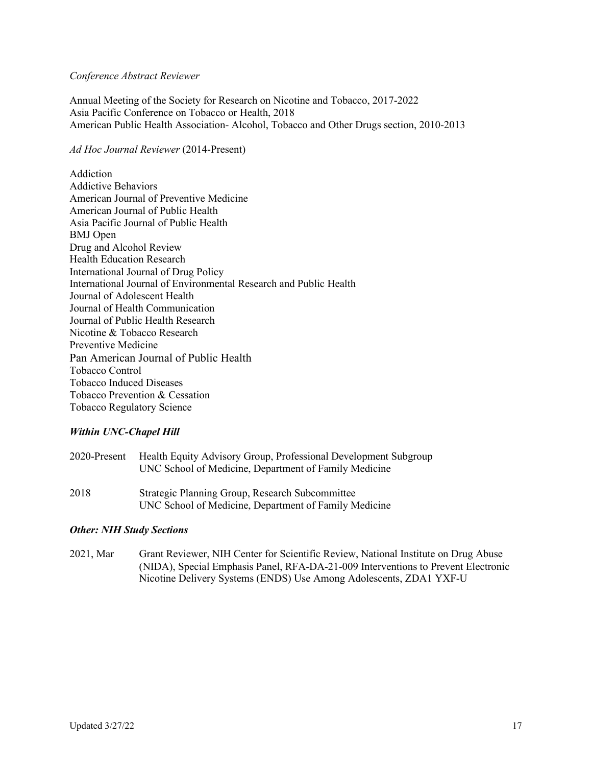*Conference Abstract Reviewer*

Annual Meeting of the Society for Research on Nicotine and Tobacco, 2017-2022
Asia Pacific Conference on Tobacco or Health, 2018
American Public Health Association- Alcohol, Tobacco and Other Drugs section, 2010-2013

*Ad Hoc Journal Reviewer* (2014-Present)

Addiction
Addictive Behaviors
American Journal of Preventive Medicine
American Journal of Public Health
Asia Pacific Journal of Public Health
BMJ Open
Drug and Alcohol Review
Health Education Research
International Journal of Drug Policy
International Journal of Environmental Research and Public Health
Journal of Adolescent Health
Journal of Health Communication
Journal of Public Health Research
Nicotine & Tobacco Research
Preventive Medicine
Pan American Journal of Public Health
Tobacco Control
Tobacco Induced Diseases
Tobacco Prevention & Cessation
Tobacco Regulatory Science

***Within UNC-Chapel Hill***

| | |
|---|---|
| 2020-Present | Health Equity Advisory Group, Professional Development Subgroup<br>UNC School of Medicine, Department of Family Medicine |
| 2018 | Strategic Planning Group, Research Subcommittee<br>UNC School of Medicine, Department of Family Medicine |

***Other: NIH Study Sections***

| | |
|---|---|
| 2021, Mar | Grant Reviewer, NIH Center for Scientific Review, National Institute on Drug Abuse (NIDA), Special Emphasis Panel, RFA-DA-21-009 Interventions to Prevent Electronic Nicotine Delivery Systems (ENDS) Use Among Adolescents, ZDA1 YXF-U |

Updated 3/27/22